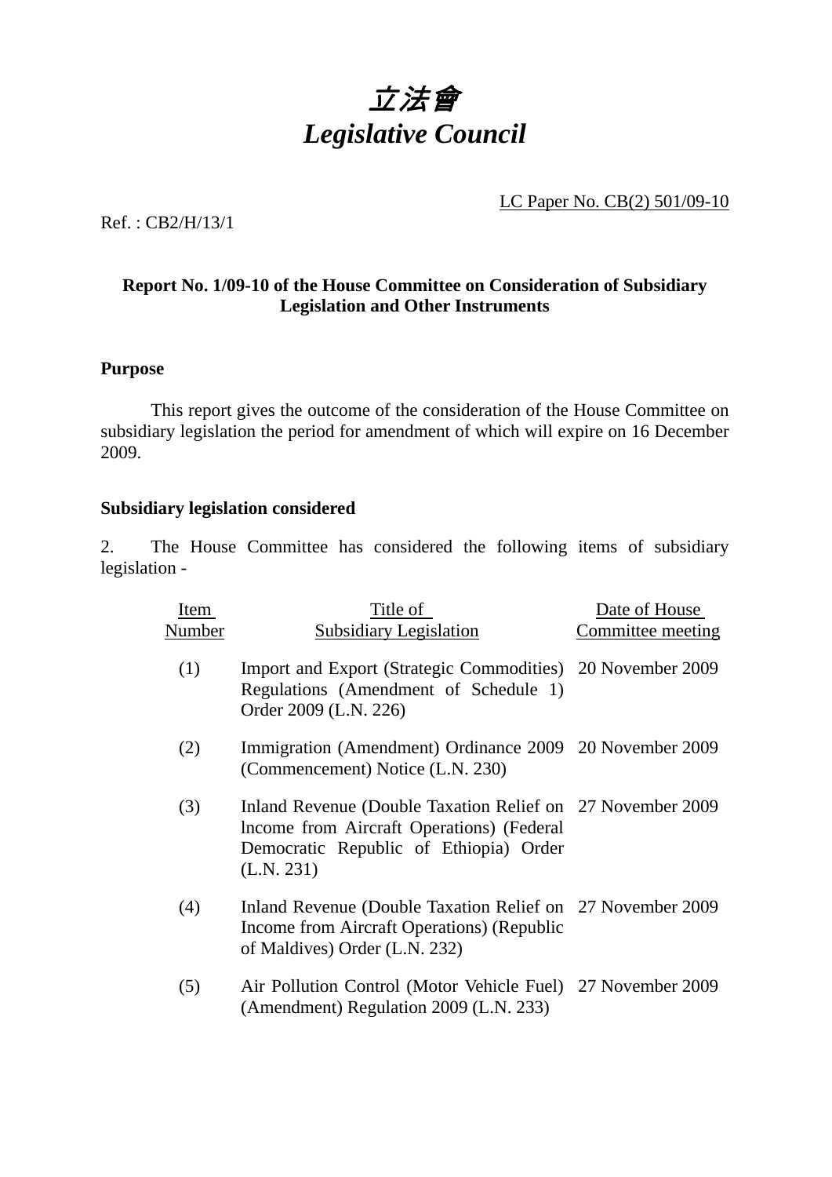# *立法會*
# *Legislative Council*

LC Paper No. CB(2) 501/09-10

Ref. : CB2/H/13/1

**Report No. 1/09-10 of the House Committee on Consideration of Subsidiary Legislation and Other Instruments**

**Purpose**

This report gives the outcome of the consideration of the House Committee on subsidiary legislation the period for amendment of which will expire on 16 December 2009.

**Subsidiary legislation considered**

2. The House Committee has considered the following items of subsidiary legislation -

| Item Number | Title of Subsidiary Legislation | Date of House Committee meeting |
|---|---|---|
| (1) | Import and Export (Strategic Commodities) Regulations (Amendment of Schedule 1) Order 2009 (L.N. 226) | 20 November 2009 |
| (2) | Immigration (Amendment) Ordinance 2009 (Commencement) Notice (L.N. 230) | 20 November 2009 |
| (3) | Inland Revenue (Double Taxation Relief on lncome from Aircraft Operations) (Federal Democratic Republic of Ethiopia) Order (L.N. 231) | 27 November 2009 |
| (4) | Inland Revenue (Double Taxation Relief on Income from Aircraft Operations) (Republic of Maldives) Order (L.N. 232) | 27 November 2009 |
| (5) | Air Pollution Control (Motor Vehicle Fuel) (Amendment) Regulation 2009 (L.N. 233) | 27 November 2009 |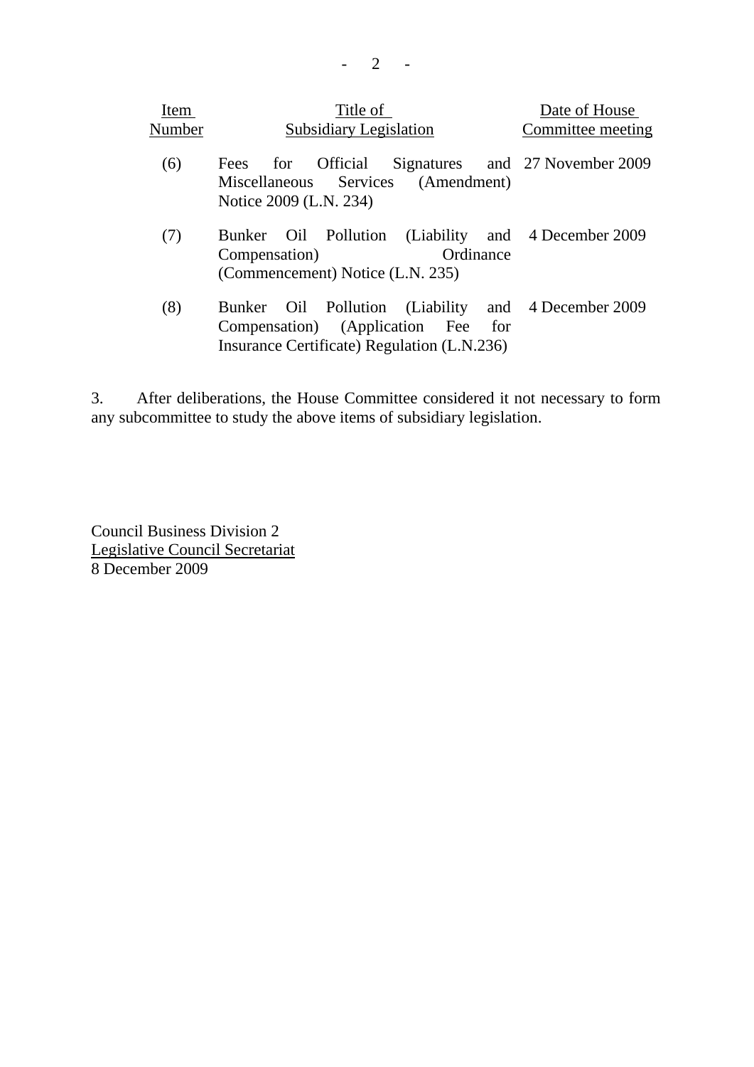| Item Number | Title of Subsidiary Legislation | Date of House Committee meeting |
|---|---|---|
| (6) | Fees for Official Signatures and Miscellaneous Services (Amendment) Notice 2009 (L.N. 234) | 27 November 2009 |
| (7) | Bunker Oil Pollution (Liability and Compensation) Ordinance (Commencement) Notice (L.N. 235) | 4 December 2009 |
| (8) | Bunker Oil Pollution (Liability and Compensation) (Application Fee for Insurance Certificate) Regulation (L.N.236) | 4 December 2009 |

3. After deliberations, the House Committee considered it not necessary to form any subcommittee to study the above items of subsidiary legislation.

Council Business Division 2
Legislative Council Secretariat
8 December 2009